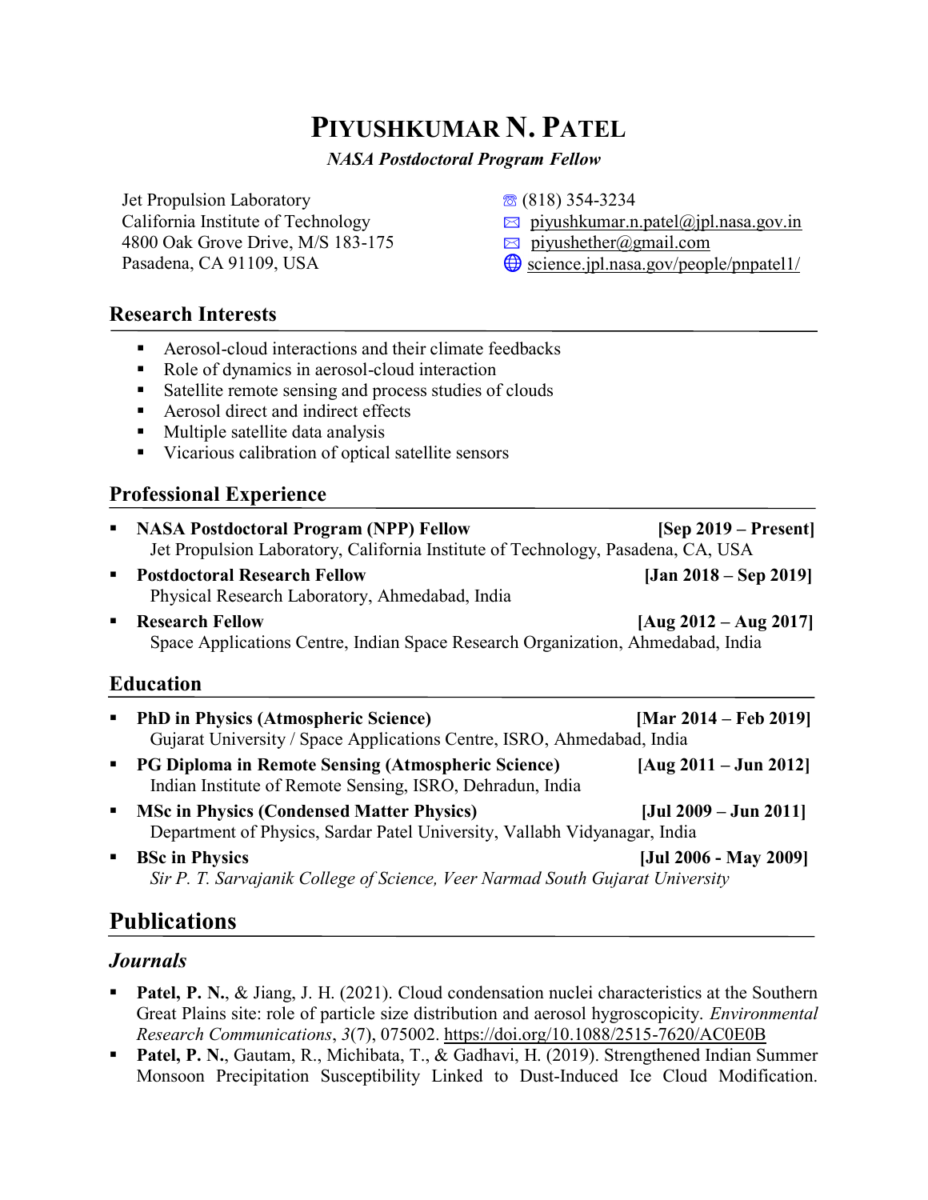# PIYUSHKUMAR N. PATEL

***NASA Postdoctoral Program Fellow***

Jet Propulsion Laboratory
California Institute of Technology
4800 Oak Grove Drive, M/S 183-175
Pasadena, CA 91109, USA

☏ (818) 354-3234
✉ piyushkumar.n.patel@jpl.nasa.gov.in
✉ piyushether@gmail.com
🌐 science.jpl.nasa.gov/people/pnpatel1/

## Research Interests

- Aerosol-cloud interactions and their climate feedbacks
- Role of dynamics in aerosol-cloud interaction
- Satellite remote sensing and process studies of clouds
- Aerosol direct and indirect effects
- Multiple satellite data analysis
- Vicarious calibration of optical satellite sensors

## Professional Experience

- **NASA Postdoctoral Program (NPP) Fellow** **[Sep 2019 – Present]**
  Jet Propulsion Laboratory, California Institute of Technology, Pasadena, CA, USA
- **Postdoctoral Research Fellow** **[Jan 2018 – Sep 2019]**
  Physical Research Laboratory, Ahmedabad, India
- **Research Fellow** **[Aug 2012 – Aug 2017]**
  Space Applications Centre, Indian Space Research Organization, Ahmedabad, India

## Education

- **PhD in Physics (Atmospheric Science)** **[Mar 2014 – Feb 2019]**
  Gujarat University / Space Applications Centre, ISRO, Ahmedabad, India
- **PG Diploma in Remote Sensing (Atmospheric Science)** **[Aug 2011 – Jun 2012]**
  Indian Institute of Remote Sensing, ISRO, Dehradun, India
- **MSc in Physics (Condensed Matter Physics)** **[Jul 2009 – Jun 2011]**
  Department of Physics, Sardar Patel University, Vallabh Vidyanagar, India
- **BSc in Physics** **[Jul 2006 - May 2009]**
  *Sir P. T. Sarvajanik College of Science, Veer Narmad South Gujarat University*

# Publications

### *Journals*

- **Patel, P. N.**, & Jiang, J. H. (2021). Cloud condensation nuclei characteristics at the Southern Great Plains site: role of particle size distribution and aerosol hygroscopicity. *Environmental Research Communications*, *3*(7), 075002. https://doi.org/10.1088/2515-7620/AC0E0B
- **Patel, P. N.**, Gautam, R., Michibata, T., & Gadhavi, H. (2019). Strengthened Indian Summer Monsoon Precipitation Susceptibility Linked to Dust-Induced Ice Cloud Modification.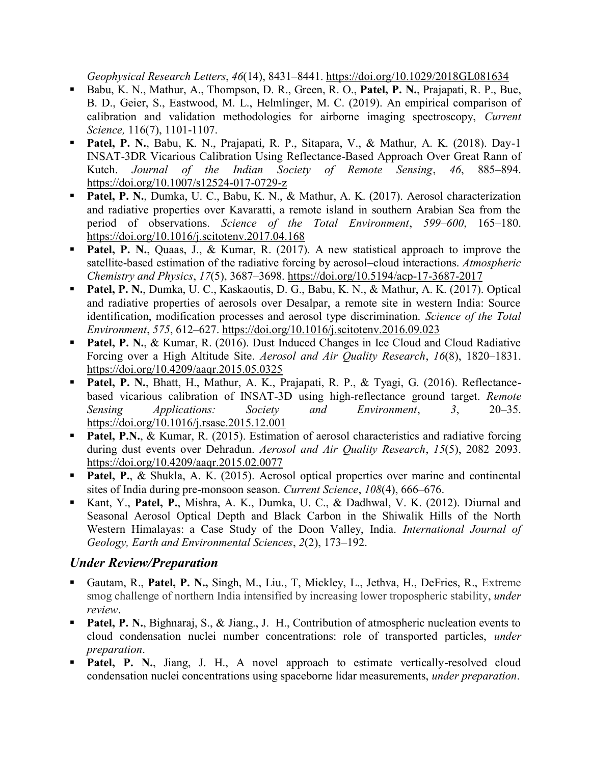*Geophysical Research Letters*, *46*(14), 8431–8441. https://doi.org/10.1029/2018GL081634

- Babu, K. N., Mathur, A., Thompson, D. R., Green, R. O., **Patel, P. N.**, Prajapati, R. P., Bue, B. D., Geier, S., Eastwood, M. L., Helmlinger, M. C. (2019). An empirical comparison of calibration and validation methodologies for airborne imaging spectroscopy, *Current Science,* 116(7), 1101-1107.
- **Patel, P. N.**, Babu, K. N., Prajapati, R. P., Sitapara, V., & Mathur, A. K. (2018). Day-1 INSAT-3DR Vicarious Calibration Using Reflectance-Based Approach Over Great Rann of Kutch. *Journal of the Indian Society of Remote Sensing*, *46*, 885–894. https://doi.org/10.1007/s12524-017-0729-z
- **Patel, P. N.**, Dumka, U. C., Babu, K. N., & Mathur, A. K. (2017). Aerosol characterization and radiative properties over Kavaratti, a remote island in southern Arabian Sea from the period of observations. *Science of the Total Environment*, *599–600*, 165–180. https://doi.org/10.1016/j.scitotenv.2017.04.168
- **Patel, P. N.**, Quaas, J., & Kumar, R. (2017). A new statistical approach to improve the satellite-based estimation of the radiative forcing by aerosol–cloud interactions. *Atmospheric Chemistry and Physics*, *17*(5), 3687–3698. https://doi.org/10.5194/acp-17-3687-2017
- **Patel, P. N.**, Dumka, U. C., Kaskaoutis, D. G., Babu, K. N., & Mathur, A. K. (2017). Optical and radiative properties of aerosols over Desalpar, a remote site in western India: Source identification, modification processes and aerosol type discrimination. *Science of the Total Environment*, *575*, 612–627. https://doi.org/10.1016/j.scitotenv.2016.09.023
- **Patel, P. N.**, & Kumar, R. (2016). Dust Induced Changes in Ice Cloud and Cloud Radiative Forcing over a High Altitude Site. *Aerosol and Air Quality Research*, *16*(8), 1820–1831. https://doi.org/10.4209/aaqr.2015.05.0325
- **Patel, P. N.**, Bhatt, H., Mathur, A. K., Prajapati, R. P., & Tyagi, G. (2016). Reflectance-based vicarious calibration of INSAT-3D using high-reflectance ground target. *Remote Sensing Applications: Society and Environment*, *3*, 20–35. https://doi.org/10.1016/j.rsase.2015.12.001
- **Patel, P.N.**, & Kumar, R. (2015). Estimation of aerosol characteristics and radiative forcing during dust events over Dehradun. *Aerosol and Air Quality Research*, *15*(5), 2082–2093. https://doi.org/10.4209/aaqr.2015.02.0077
- **Patel, P.**, & Shukla, A. K. (2015). Aerosol optical properties over marine and continental sites of India during pre-monsoon season. *Current Science*, *108*(4), 666–676.
- Kant, Y., **Patel, P.**, Mishra, A. K., Dumka, U. C., & Dadhwal, V. K. (2012). Diurnal and Seasonal Aerosol Optical Depth and Black Carbon in the Shiwalik Hills of the North Western Himalayas: a Case Study of the Doon Valley, India. *International Journal of Geology, Earth and Environmental Sciences*, *2*(2), 173–192.

## *Under Review/Preparation*

- Gautam, R., **Patel, P. N.,** Singh, M., Liu., T, Mickley, L., Jethva, H., DeFries, R., Extreme smog challenge of northern India intensified by increasing lower tropospheric stability, *under review*.
- **Patel, P. N.**, Bighnaraj, S., & Jiang., J. H., Contribution of atmospheric nucleation events to cloud condensation nuclei number concentrations: role of transported particles, *under preparation*.
- **Patel, P. N.**, Jiang, J. H., A novel approach to estimate vertically-resolved cloud condensation nuclei concentrations using spaceborne lidar measurements, *under preparation*.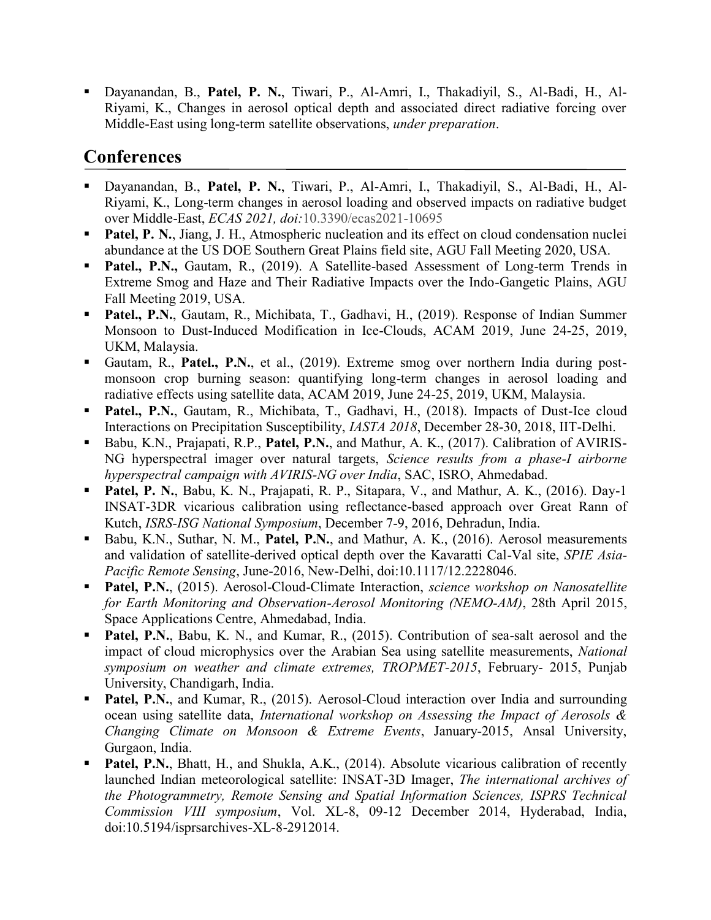- Dayanandan, B., **Patel, P. N.**, Tiwari, P., Al-Amri, I., Thakadiyil, S., Al-Badi, H., Al-Riyami, K., Changes in aerosol optical depth and associated direct radiative forcing over Middle-East using long-term satellite observations, *under preparation*.

## Conferences

- Dayanandan, B., **Patel, P. N.**, Tiwari, P., Al-Amri, I., Thakadiyil, S., Al-Badi, H., Al-Riyami, K., Long-term changes in aerosol loading and observed impacts on radiative budget over Middle-East, *ECAS 2021, doi:*10.3390/ecas2021-10695
- **Patel, P. N.**, Jiang, J. H., Atmospheric nucleation and its effect on cloud condensation nuclei abundance at the US DOE Southern Great Plains field site, AGU Fall Meeting 2020, USA.
- **Patel., P.N.,** Gautam, R., (2019). A Satellite-based Assessment of Long-term Trends in Extreme Smog and Haze and Their Radiative Impacts over the Indo-Gangetic Plains, AGU Fall Meeting 2019, USA.
- **Patel., P.N.**, Gautam, R., Michibata, T., Gadhavi, H., (2019). Response of Indian Summer Monsoon to Dust-Induced Modification in Ice-Clouds, ACAM 2019, June 24-25, 2019, UKM, Malaysia.
- Gautam, R., **Patel., P.N.**, et al., (2019). Extreme smog over northern India during post-monsoon crop burning season: quantifying long-term changes in aerosol loading and radiative effects using satellite data, ACAM 2019, June 24-25, 2019, UKM, Malaysia.
- **Patel., P.N.**, Gautam, R., Michibata, T., Gadhavi, H., (2018). Impacts of Dust-Ice cloud Interactions on Precipitation Susceptibility, *IASTA 2018*, December 28-30, 2018, IIT-Delhi.
- Babu, K.N., Prajapati, R.P., **Patel, P.N.**, and Mathur, A. K., (2017). Calibration of AVIRIS-NG hyperspectral imager over natural targets, *Science results from a phase-I airborne hyperspectral campaign with AVIRIS-NG over India*, SAC, ISRO, Ahmedabad.
- **Patel, P. N.**, Babu, K. N., Prajapati, R. P., Sitapara, V., and Mathur, A. K., (2016). Day-1 INSAT-3DR vicarious calibration using reflectance-based approach over Great Rann of Kutch, *ISRS-ISG National Symposium*, December 7-9, 2016, Dehradun, India.
- Babu, K.N., Suthar, N. M., **Patel, P.N.**, and Mathur, A. K., (2016). Aerosol measurements and validation of satellite-derived optical depth over the Kavaratti Cal-Val site, *SPIE Asia-Pacific Remote Sensing*, June-2016, New-Delhi, doi:10.1117/12.2228046.
- **Patel, P.N.**, (2015). Aerosol-Cloud-Climate Interaction, *science workshop on Nanosatellite for Earth Monitoring and Observation-Aerosol Monitoring (NEMO-AM)*, 28th April 2015, Space Applications Centre, Ahmedabad, India.
- **Patel, P.N.**, Babu, K. N., and Kumar, R., (2015). Contribution of sea-salt aerosol and the impact of cloud microphysics over the Arabian Sea using satellite measurements, *National symposium on weather and climate extremes, TROPMET-2015*, February- 2015, Punjab University, Chandigarh, India.
- **Patel, P.N.**, and Kumar, R., (2015). Aerosol-Cloud interaction over India and surrounding ocean using satellite data, *International workshop on Assessing the Impact of Aerosols & Changing Climate on Monsoon & Extreme Events*, January-2015, Ansal University, Gurgaon, India.
- **Patel, P.N.**, Bhatt, H., and Shukla, A.K., (2014). Absolute vicarious calibration of recently launched Indian meteorological satellite: INSAT-3D Imager, *The international archives of the Photogrammetry, Remote Sensing and Spatial Information Sciences, ISPRS Technical Commission VIII symposium*, Vol. XL-8, 09-12 December 2014, Hyderabad, India, doi:10.5194/isprsarchives-XL-8-2912014.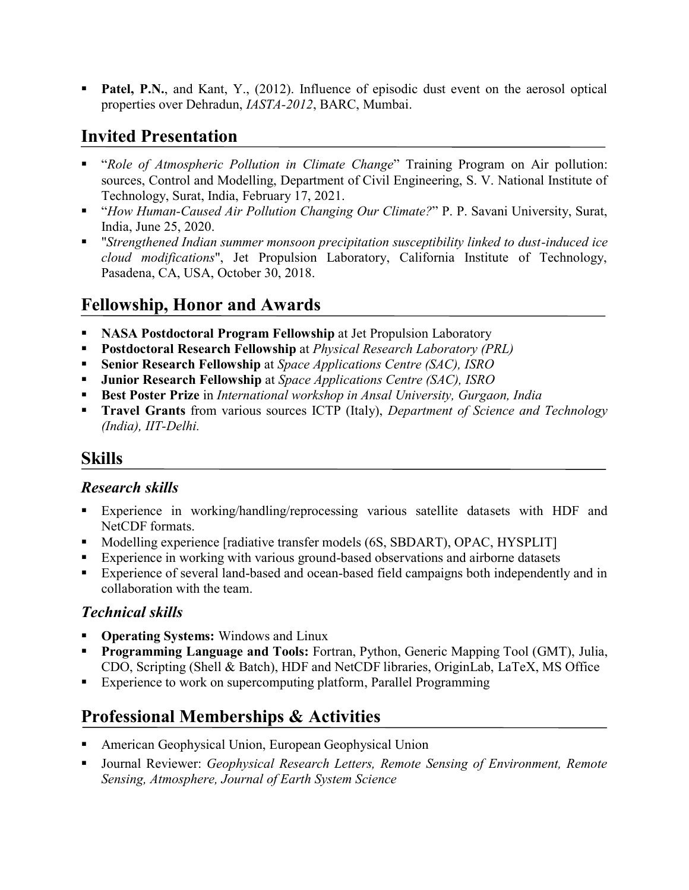- **Patel, P.N.**, and Kant, Y., (2012). Influence of episodic dust event on the aerosol optical properties over Dehradun, *IASTA-2012*, BARC, Mumbai.

## Invited Presentation

- "*Role of Atmospheric Pollution in Climate Change*" Training Program on Air pollution: sources, Control and Modelling, Department of Civil Engineering, S. V. National Institute of Technology, Surat, India, February 17, 2021.
- "*How Human-Caused Air Pollution Changing Our Climate?*" P. P. Savani University, Surat, India, June 25, 2020.
- "*Strengthened Indian summer monsoon precipitation susceptibility linked to dust-induced ice cloud modifications*", Jet Propulsion Laboratory, California Institute of Technology, Pasadena, CA, USA, October 30, 2018.

## Fellowship, Honor and Awards

- **NASA Postdoctoral Program Fellowship** at Jet Propulsion Laboratory
- **Postdoctoral Research Fellowship** at *Physical Research Laboratory (PRL)*
- **Senior Research Fellowship** at *Space Applications Centre (SAC), ISRO*
- **Junior Research Fellowship** at *Space Applications Centre (SAC), ISRO*
- **Best Poster Prize** in *International workshop in Ansal University, Gurgaon, India*
- **Travel Grants** from various sources ICTP (Italy), *Department of Science and Technology (India), IIT-Delhi.*

## Skills

### Research skills

- Experience in working/handling/reprocessing various satellite datasets with HDF and NetCDF formats.
- Modelling experience [radiative transfer models (6S, SBDART), OPAC, HYSPLIT]
- Experience in working with various ground-based observations and airborne datasets
- Experience of several land-based and ocean-based field campaigns both independently and in collaboration with the team.

### Technical skills

- **Operating Systems:** Windows and Linux
- **Programming Language and Tools:** Fortran, Python, Generic Mapping Tool (GMT), Julia, CDO, Scripting (Shell & Batch), HDF and NetCDF libraries, OriginLab, LaTeX, MS Office
- Experience to work on supercomputing platform, Parallel Programming

## Professional Memberships & Activities

- American Geophysical Union, European Geophysical Union
- Journal Reviewer: *Geophysical Research Letters, Remote Sensing of Environment, Remote Sensing, Atmosphere, Journal of Earth System Science*